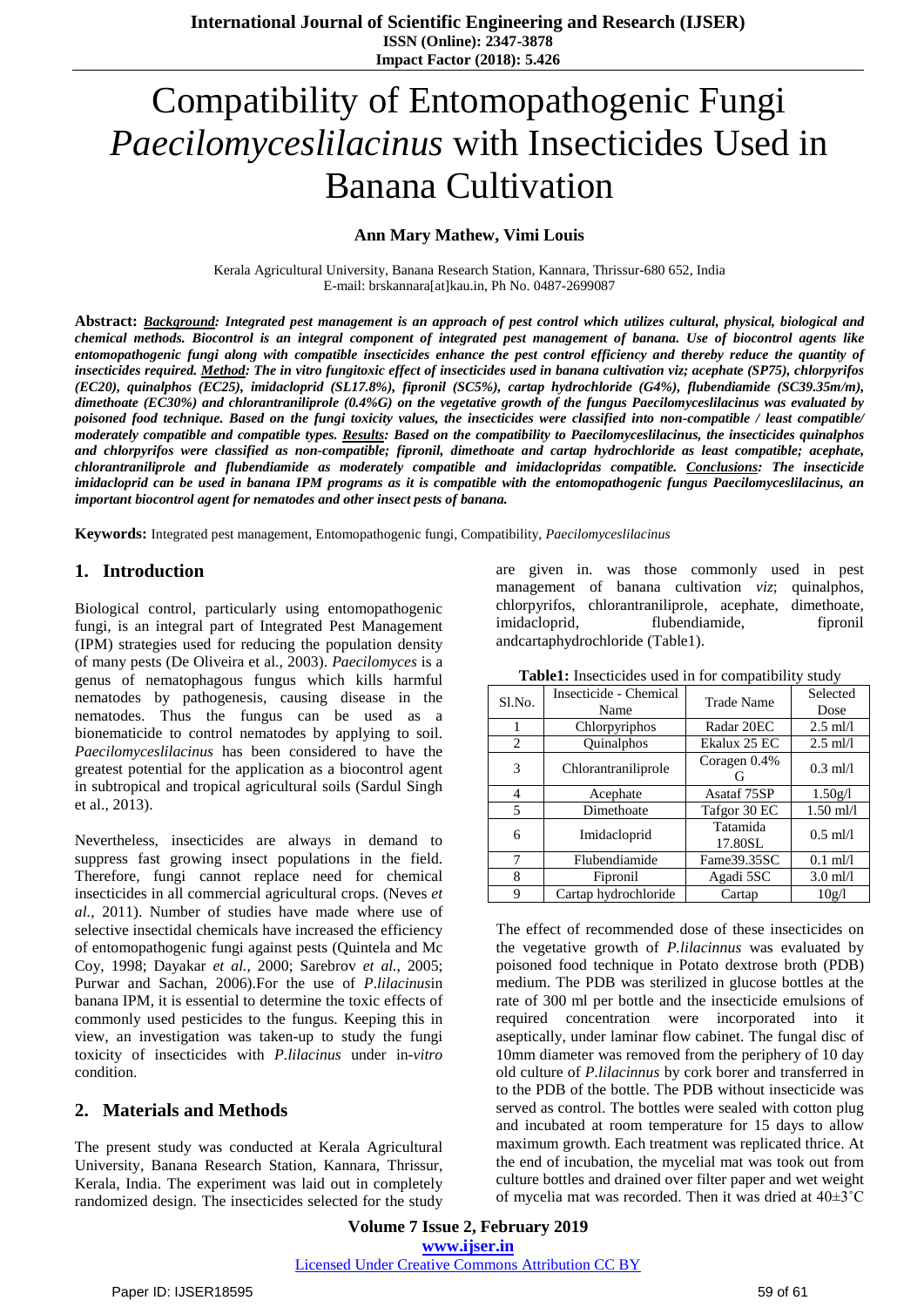# Compatibility of Entomopathogenic Fungi *Paecilomyceslilacinus* with Insecticides Used in Banana Cultivation

**Ann Mary Mathew, Vimi Louis**

Kerala Agricultural University, Banana Research Station, Kannara, Thrissur-680 652, India
E-mail: brskannara[at]kau.in, Ph No. 0487-2699087

**Abstract:** ***Background**: Integrated pest management is an approach of pest control which utilizes cultural, physical, biological and chemical methods. Biocontrol is an integral component of integrated pest management of banana. Use of biocontrol agents like entomopathogenic fungi along with compatible insecticides enhance the pest control efficiency and thereby reduce the quantity of insecticides required. **Method**: The in vitro fungitoxic effect of insecticides used in banana cultivation viz; acephate (SP75), chlorpyrifos (EC20), quinalphos (EC25), imidacloprid (SL17.8%), fipronil (SC5%), cartap hydrochloride (G4%), flubendiamide (SC39.35m/m), dimethoate (EC30%) and chlorantraniliprole (0.4%G) on the vegetative growth of the fungus Paecilomyceslilacinus was evaluated by poisoned food technique. Based on the fungi toxicity values, the insecticides were classified into non-compatible / least compatible/ moderately compatible and compatible types. **Results**: Based on the compatibility to Paecilomyceslilacinus, the insecticides quinalphos and chlorpyrifos were classified as non-compatible; fipronil, dimethoate and cartap hydrochloride as least compatible; acephate, chlorantraniliprole and flubendiamide as moderately compatible and imidaclopridas compatible. **Conclusions**: The insecticide imidacloprid can be used in banana IPM programs as it is compatible with the entomopathogenic fungus Paecilomyceslilacinus, an important biocontrol agent for nematodes and other insect pests of banana.*

**Keywords:** Integrated pest management, Entomopathogenic fungi, Compatibility, *Paecilomyceslilacinus*

## 1. Introduction

Biological control, particularly using entomopathogenic fungi, is an integral part of Integrated Pest Management (IPM) strategies used for reducing the population density of many pests (De Oliveira et al., 2003). *Paecilomyces* is a genus of nematophagous fungus which kills harmful nematodes by pathogenesis, causing disease in the nematodes. Thus the fungus can be used as a bionematicide to control nematodes by applying to soil. *Paecilomyceslilacinus* has been considered to have the greatest potential for the application as a biocontrol agent in subtropical and tropical agricultural soils (Sardul Singh et al., 2013).

Nevertheless, insecticides are always in demand to suppress fast growing insect populations in the field. Therefore, fungi cannot replace need for chemical insecticides in all commercial agricultural crops. (Neves *et al.*, 2011). Number of studies have made where use of selective insectidal chemicals have increased the efficiency of entomopathogenic fungi against pests (Quintela and Mc Coy, 1998; Dayakar *et al.*, 2000; Sarebrov *et al.*, 2005; Purwar and Sachan, 2006).For the use of *P.lilacinus*in banana IPM, it is essential to determine the toxic effects of commonly used pesticides to the fungus. Keeping this in view, an investigation was taken-up to study the fungi toxicity of insecticides with *P.lilacinus* under *in-vitro* condition.

## 2. Materials and Methods

The present study was conducted at Kerala Agricultural University, Banana Research Station, Kannara, Thrissur, Kerala, India. The experiment was laid out in completely randomized design. The insecticides selected for the study are given in. was those commonly used in pest management of banana cultivation *viz*; quinalphos, chlorpyrifos, chlorantraniliprole, acephate, dimethoate, imidacloprid, flubendiamide, fipronil andcartaphydrochloride (Table1).

**Table1:** Insecticides used in for compatibility study

| Sl.No. | Insecticide - Chemical Name | Trade Name | Selected Dose |
|---|---|---|---|
| 1 | Chlorpyriphos | Radar 20EC | 2.5 ml/l |
| 2 | Quinalphos | Ekalux 25 EC | 2.5 ml/l |
| 3 | Chlorantraniliprole | Coragen 0.4% G | 0.3 ml/l |
| 4 | Acephate | Asataf 75SP | 1.50g/l |
| 5 | Dimethoate | Tafgor 30 EC | 1.50 ml/l |
| 6 | Imidacloprid | Tatamida 17.80SL | 0.5 ml/l |
| 7 | Flubendiamide | Fame39.35SC | 0.1 ml/l |
| 8 | Fipronil | Agadi 5SC | 3.0 ml/l |
| 9 | Cartap hydrochloride | Cartap | 10g/l |

The effect of recommended dose of these insecticides on the vegetative growth of *P.lilacinnus* was evaluated by poisoned food technique in Potato dextrose broth (PDB) medium. The PDB was sterilized in glucose bottles at the rate of 300 ml per bottle and the insecticide emulsions of required concentration were incorporated into it aseptically, under laminar flow cabinet. The fungal disc of 10mm diameter was removed from the periphery of 10 day old culture of *P.lilacinnus* by cork borer and transferred in to the PDB of the bottle. The PDB without insecticide was served as control. The bottles were sealed with cotton plug and incubated at room temperature for 15 days to allow maximum growth. Each treatment was replicated thrice. At the end of incubation, the mycelial mat was took out from culture bottles and drained over filter paper and wet weight of mycelia mat was recorded. Then it was dried at 40±3˚C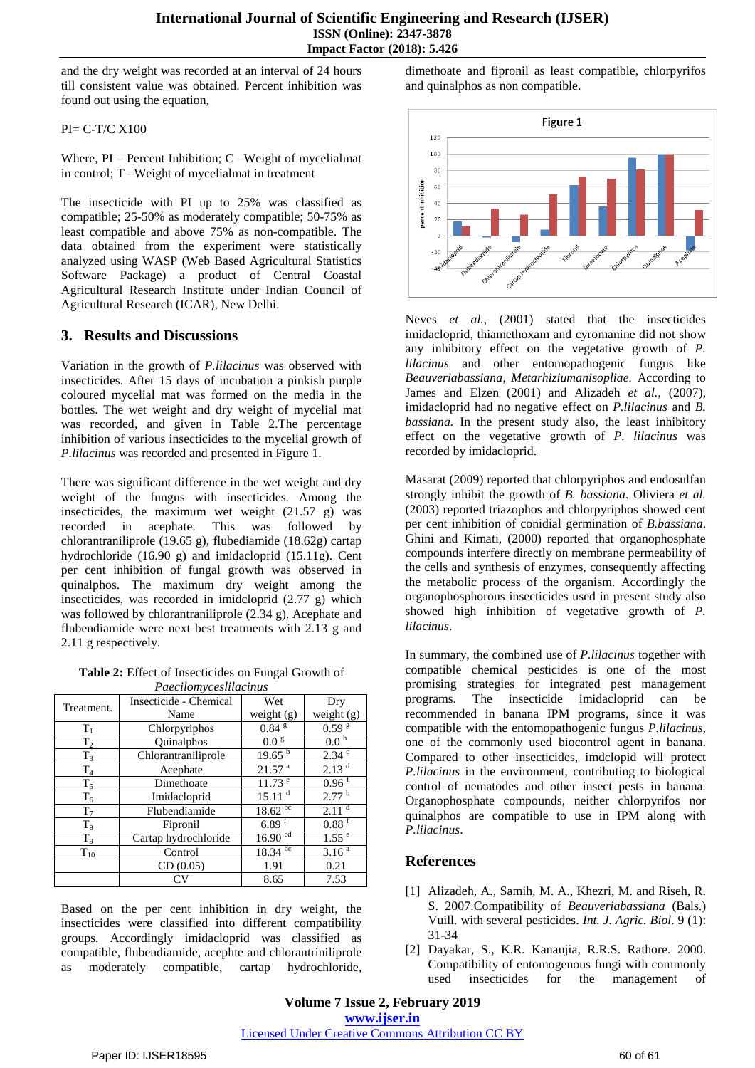and the dry weight was recorded at an interval of 24 hours till consistent value was obtained. Percent inhibition was found out using the equation,

PI= C-T/C X100

Where, PI – Percent Inhibition; C –Weight of mycelialmat in control; T –Weight of mycelialmat in treatment

The insecticide with PI up to 25% was classified as compatible; 25-50% as moderately compatible; 50-75% as least compatible and above 75% as non-compatible. The data obtained from the experiment were statistically analyzed using WASP (Web Based Agricultural Statistics Software Package) a product of Central Coastal Agricultural Research Institute under Indian Council of Agricultural Research (ICAR), New Delhi.

## 3. Results and Discussions

Variation in the growth of *P.lilacinus* was observed with insecticides. After 15 days of incubation a pinkish purple coloured mycelial mat was formed on the media in the bottles. The wet weight and dry weight of mycelial mat was recorded, and given in Table 2.The percentage inhibition of various insecticides to the mycelial growth of *P.lilacinus* was recorded and presented in Figure 1.

There was significant difference in the wet weight and dry weight of the fungus with insecticides. Among the insecticides, the maximum wet weight (21.57 g) was recorded in acephate. This was followed by chlorantraniliprole (19.65 g), flubediamide (18.62g) cartap hydrochloride (16.90 g) and imidacloprid (15.11g). Cent per cent inhibition of fungal growth was observed in quinalphos. The maximum dry weight among the insecticides, was recorded in imidcloprid (2.77 g) which was followed by chlorantraniliprole (2.34 g). Acephate and flubendiamide were next best treatments with 2.13 g and 2.11 g respectively.

**Table 2:** Effect of Insecticides on Fungal Growth of *Paecilomyceslilacinus*

| Treatment. | Insecticide - Chemical Name | Wet weight (g) | Dry weight (g) |
|---|---|---|---|
| $T_1$ | Chlorpyriphos | 0.84 $^g$ | 0.59 $^g$ |
| $T_2$ | Quinalphos | 0.0 $^g$ | 0.0 $^h$ |
| $T_3$ | Chlorantraniliprole | 19.65 $^b$ | 2.34 $^c$ |
| $T_4$ | Acephate | 21.57 $^a$ | 2.13 $^d$ |
| $T_5$ | Dimethoate | 11.73 $^e$ | 0.96 $^f$ |
| $T_6$ | Imidacloprid | 15.11 $^d$ | 2.77 $^b$ |
| $T_7$ | Flubendiamide | 18.62 $^{bc}$ | 2.11 $^d$ |
| $T_8$ | Fipronil | 6.89 $^f$ | 0.88 $^f$ |
| $T_9$ | Cartap hydrochloride | 16.90 $^{cd}$ | 1.55 $^e$ |
| $T_{10}$ | Control | 18.34 $^{bc}$ | 3.16 $^a$ |
| | CD (0.05) | 1.91 | 0.21 |
| | CV | 8.65 | 7.53 |

Based on the per cent inhibition in dry weight, the insecticides were classified into different compatibility groups. Accordingly imidacloprid was classified as compatible, flubendiamide, acephte and chlorantriniliprole as moderately compatible, cartap hydrochloride, dimethoate and fipronil as least compatible, chlorpyrifos and quinalphos as non compatible.

Figure 1

Neves *et al.*, (2001) stated that the insecticides imidacloprid, thiamethoxam and cyromanine did not show any inhibitory effect on the vegetative growth of *P. lilacinus* and other entomopathogenic fungus like *Beauveriabassiana, Metarhiziumanisopliae.* According to James and Elzen (2001) and Alizadeh *et al.*, (2007), imidacloprid had no negative effect on *P.lilacinus* and *B. bassiana*. In the present study also, the least inhibitory effect on the vegetative growth of *P. lilacinus* was recorded by imidacloprid.

Masarat (2009) reported that chlorpyriphos and endosulfan strongly inhibit the growth of *B. bassiana*. Oliviera *et al.* (2003) reported triazophos and chlorpyriphos showed cent per cent inhibition of conidial germination of *B.bassiana*. Ghini and Kimati, (2000) reported that organophosphate compounds interfere directly on membrane permeability of the cells and synthesis of enzymes, consequently affecting the metabolic process of the organism. Accordingly the organophosphorous insecticides used in present study also showed high inhibition of vegetative growth of *P. lilacinus*.

In summary, the combined use of *P.lilacinus* together with compatible chemical pesticides is one of the most promising strategies for integrated pest management programs. The insecticide imidacloprid can be recommended in banana IPM programs, since it was compatible with the entomopathogenic fungus *P.lilacinus*, one of the commonly used biocontrol agent in banana. Compared to other insecticides, imdclopid will protect *P.lilacinus* in the environment, contributing to biological control of nematodes and other insect pests in banana. Organophosphate compounds, neither chlorpyrifos nor quinalphos are compatible to use in IPM along with *P.lilacinus*.

## References

[1] Alizadeh, A., Samih, M. A., Khezri, M. and Riseh, R. S. 2007.Compatibility of *Beauveriabassiana* (Bals.) Vuill. with several pesticides. *Int. J. Agric. Biol*. 9 (1): 31-34

[2] Dayakar, S., K.R. Kanaujia, R.R.S. Rathore. 2000. Compatibility of entomogenous fungi with commonly used insecticides for the management of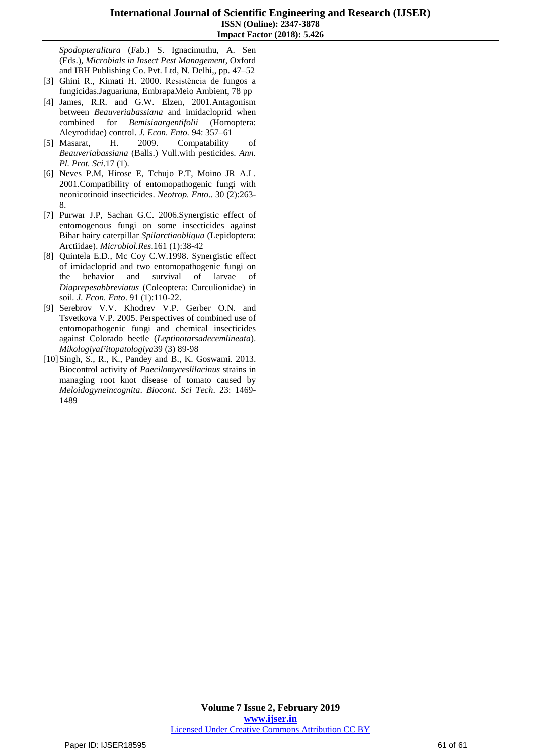*Spodopteralitura* (Fab.) S. Ignacimuthu, A. Sen (Eds.), *Microbials in Insect Pest Management*, Oxford and IBH Publishing Co. Pvt. Ltd, N. Delhi,, pp. 47–52

[3] Ghini R., Kimati H. 2000. Resistěncia de fungos a fungicidas.Jaguariuna, EmbrapaMeio Ambient, 78 pp

[4] James, R.R. and G.W. Elzen, 2001.Antagonism between *Beauveriabassiana* and imidacloprid when combined for *Bemisiaargentifolii* (Homoptera: Aleyrodidae) control. *J. Econ. Ento.* 94: 357–61

[5] Masarat, H. 2009. Compatability of *Beauveriabassiana* (Balls.) Vull.with pesticides. *Ann. Pl. Prot. Sci*.17 (1).

[6] Neves P.M, Hirose E, Tchujo P.T, Moino JR A.L. 2001.Compatibility of entomopathogenic fungi with neonicotinoid insecticides. *Neotrop. Ento*.. 30 (2):263-8.

[7] Purwar J.P, Sachan G.C. 2006.Synergistic effect of entomogenous fungi on some insecticides against Bihar hairy caterpillar *Spilarctiaobliqua* (Lepidoptera: Arctiidae). *Microbiol.Res*.161 (1):38-42

[8] Quintela E.D., Mc Coy C.W.1998. Synergistic effect of imidacloprid and two entomopathogenic fungi on the behavior and survival of larvae of *Diaprepesabbreviatus* (Coleoptera: Curculionidae) in soil. *J. Econ. Ento*. 91 (1):110-22.

[9] Serebrov V.V. Khodrev V.P. Gerber O.N. and Tsvetkova V.P. 2005. Perspectives of combined use of entomopathogenic fungi and chemical insecticides against Colorado beetle (*Leptinotarsadecemlineata*). *MikologiyaFitopatologiya*39 (3) 89-98

[10] Singh, S., R., K., Pandey and B., K. Goswami. 2013. Biocontrol activity of *Paecilomyceslilacinus* strains in managing root knot disease of tomato caused by *Meloidogyneincognita*. *Biocont. Sci Tech*. 23: 1469-1489